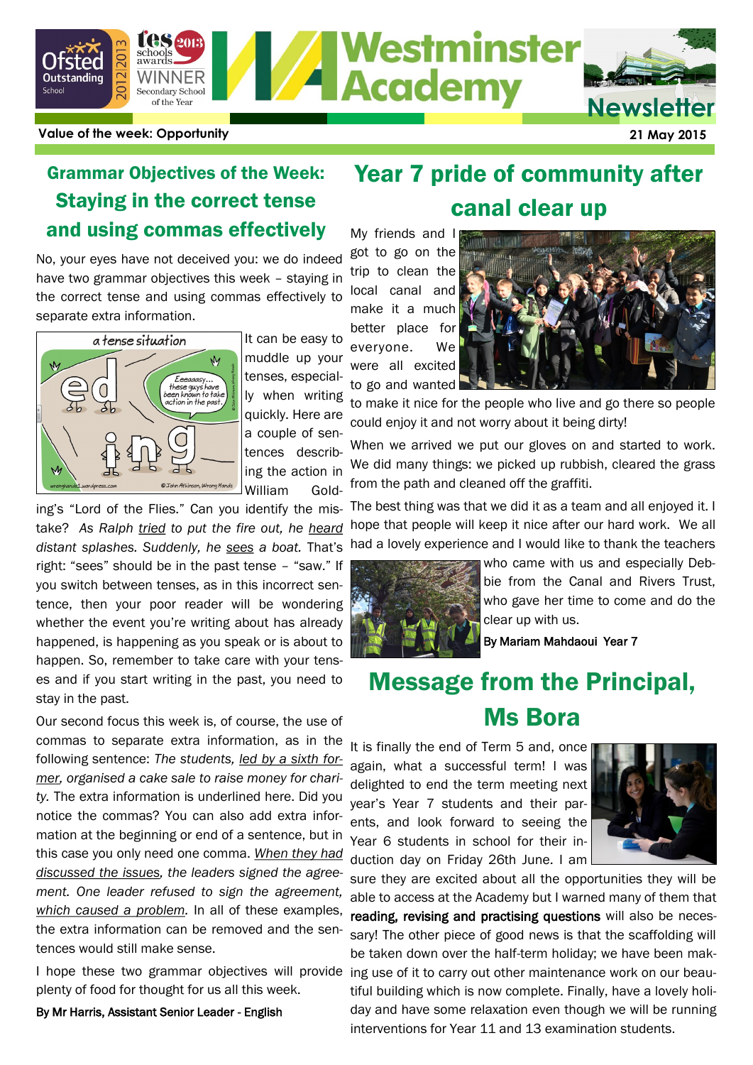# Westminster Academy Newsletter

Ofsted Outstanding School 2012|2013 — tes schools awards 2013 WINNER Secondary School of the Year

**Value of the week: Opportunity** — **21 May 2015**

## Grammar Objectives of the Week: Staying in the correct tense and using commas effectively

No, your eyes have not deceived you: we do indeed have two grammar objectives this week – staying in the correct tense and using commas effectively to separate extra information.

It can be easy to muddle up your tenses, especially when writing quickly. Here are a couple of sentences describing the action in William Golding's "Lord of the Flies." Can you identify the mistake? *As Ralph <u>tried</u> to put the fire out, he <u>heard</u> distant splashes. Suddenly, he <u>sees</u> a boat.* That's right: "sees" should be in the past tense – "saw." If you switch between tenses, as in this incorrect sentence, then your poor reader will be wondering whether the event you're writing about has already happened, is happening as you speak or is about to happen. So, remember to take care with your tenses and if you start writing in the past, you need to stay in the past.

Our second focus this week is, of course, the use of commas to separate extra information, as in the following sentence: *The students, <u>led by a sixth former</u>, organised a cake sale to raise money for charity.* The extra information is underlined here. Did you notice the commas? You can also add extra information at the beginning or end of a sentence, but in this case you only need one comma. *<u>When they had discussed the issues</u>, the leaders signed the agreement. One leader refused to sign the agreement, <u>which caused a problem</u>.* In all of these examples, the extra information can be removed and the sentences would still make sense.

I hope these two grammar objectives will provide plenty of food for thought for us all this week.

**By Mr Harris, Assistant Senior Leader - English**

## Year 7 pride of community after canal clear up

My friends and I got to go on the trip to clean the local canal and make it a much better place for everyone. We were all excited to go and wanted to make it nice for the people who live and go there so people could enjoy it and not worry about it being dirty!

When we arrived we put our gloves on and started to work. We did many things: we picked up rubbish, cleared the grass from the path and cleaned off the graffiti.

The best thing was that we did it as a team and all enjoyed it. I hope that people will keep it nice after our hard work. We all had a lovely experience and I would like to thank the teachers who came with us and especially Debbie from the Canal and Rivers Trust, who gave her time to come and do the clear up with us.

**By Mariam Mahdaoui Year 7**

## Message from the Principal, Ms Bora

It is finally the end of Term 5 and, once again, what a successful term! I was delighted to end the term meeting next year's Year 7 students and their parents, and look forward to seeing the Year 6 students in school for their induction day on Friday 26th June. I am sure they are excited about all the opportunities they will be able to access at the Academy but I warned many of them that **reading, revising and practising questions** will also be necessary! The other piece of good news is that the scaffolding will be taken down over the half-term holiday; we have been making use of it to carry out other maintenance work on our beautiful building which is now complete. Finally, have a lovely holiday and have some relaxation even though we will be running interventions for Year 11 and 13 examination students.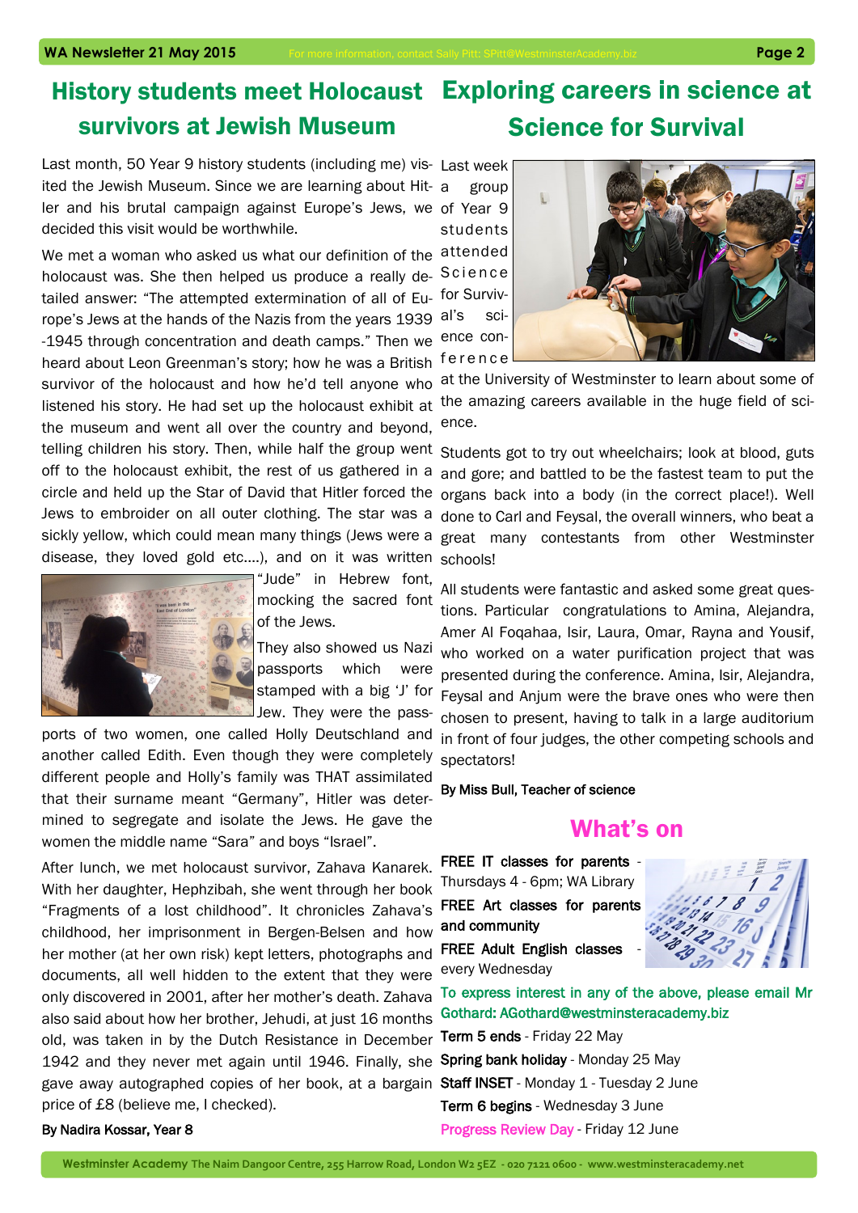## History students meet Holocaust survivors at Jewish Museum

Last month, 50 Year 9 history students (including me) visited the Jewish Museum. Since we are learning about Hitler and his brutal campaign against Europe's Jews, we decided this visit would be worthwhile.

We met a woman who asked us what our definition of the holocaust was. She then helped us produce a really detailed answer: "The attempted extermination of all of Europe's Jews at the hands of the Nazis from the years 1939 -1945 through concentration and death camps." Then we heard about Leon Greenman's story; how he was a British survivor of the holocaust and how he'd tell anyone who listened his story. He had set up the holocaust exhibit at the museum and went all over the country and beyond, telling children his story. Then, while half the group went off to the holocaust exhibit, the rest of us gathered in a circle and held up the Star of David that Hitler forced the Jews to embroider on all outer clothing. The star was a sickly yellow, which could mean many things (Jews were a disease, they loved gold etc....), and on it was written "Jude" in Hebrew font, mocking the sacred font of the Jews.

They also showed us Nazi passports which were stamped with a big 'J' for Jew. They were the passports of two women, one called Holly Deutschland and another called Edith. Even though they were completely different people and Holly's family was THAT assimilated that their surname meant "Germany", Hitler was determined to segregate and isolate the Jews. He gave the women the middle name "Sara" and boys "Israel".

After lunch, we met holocaust survivor, Zahava Kanarek. With her daughter, Hephzibah, she went through her book "Fragments of a lost childhood". It chronicles Zahava's childhood, her imprisonment in Bergen-Belsen and how her mother (at her own risk) kept letters, photographs and documents, all well hidden to the extent that they were only discovered in 2001, after her mother's death. Zahava also said about how her brother, Jehudi, at just 16 months old, was taken in by the Dutch Resistance in December 1942 and they never met again until 1946. Finally, she gave away autographed copies of her book, at a bargain price of £8 (believe me, I checked).

**By Nadira Kossar, Year 8**

## Exploring careers in science at Science for Survival

Last week a group of Year 9 students attended Science for Survival's science conference at the University of Westminster to learn about some of the amazing careers available in the huge field of science.

Students got to try out wheelchairs; look at blood, guts and gore; and battled to be the fastest team to put the organs back into a body (in the correct place!). Well done to Carl and Feysal, the overall winners, who beat a great many contestants from other Westminster schools!

All students were fantastic and asked some great questions. Particular congratulations to Amina, Alejandra, Amer Al Foqahaa, Isir, Laura, Omar, Rayna and Yousif, who worked on a water purification project that was presented during the conference. Amina, Isir, Alejandra, Feysal and Anjum were the brave ones who were then chosen to present, having to talk in a large auditorium in front of four judges, the other competing schools and spectators!

**By Miss Bull, Teacher of science**

## What's on

**FREE IT classes for parents** - Thursdays 4 - 6pm; WA Library

**FREE Art classes for parents and community**

**FREE Adult English classes** - every Wednesday

**To express interest in any of the above, please email Mr Gothard: AGothard@westminsteracademy.biz**

**Term 5 ends** - Friday 22 May

**Spring bank holiday** - Monday 25 May

**Staff INSET** - Monday 1 - Tuesday 2 June

**Term 6 begins** - Wednesday 3 June

Progress Review Day - Friday 12 June